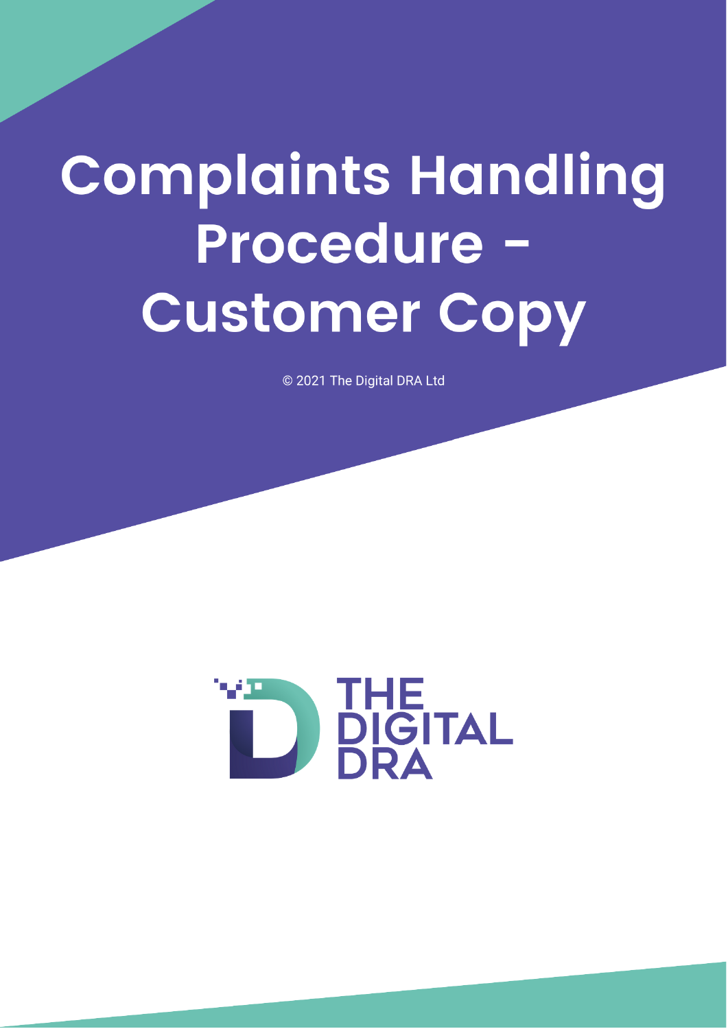# Complaints Handling Procedure - Customer Copy

© 2021 The Digital DRA Ltd

THE DIGITAL DRA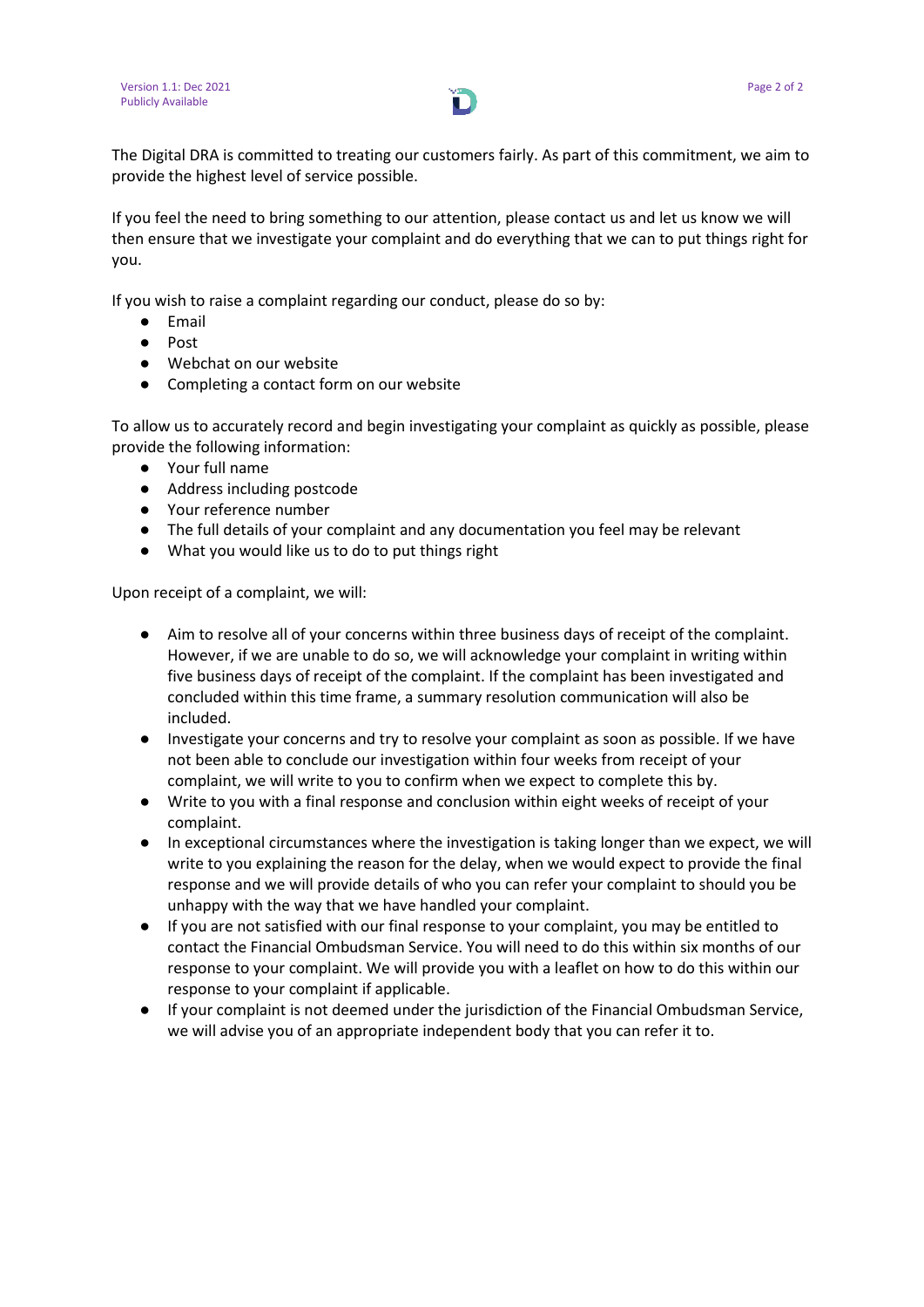The Digital DRA is committed to treating our customers fairly. As part of this commitment, we aim to provide the highest level of service possible.

If you feel the need to bring something to our attention, please contact us and let us know we will then ensure that we investigate your complaint and do everything that we can to put things right for you.

If you wish to raise a complaint regarding our conduct, please do so by:

- Email
- Post
- Webchat on our website
- Completing a contact form on our website

To allow us to accurately record and begin investigating your complaint as quickly as possible, please provide the following information:

- Your full name
- Address including postcode
- Your reference number
- The full details of your complaint and any documentation you feel may be relevant
- What you would like us to do to put things right

Upon receipt of a complaint, we will:

- Aim to resolve all of your concerns within three business days of receipt of the complaint. However, if we are unable to do so, we will acknowledge your complaint in writing within five business days of receipt of the complaint. If the complaint has been investigated and concluded within this time frame, a summary resolution communication will also be included.
- Investigate your concerns and try to resolve your complaint as soon as possible. If we have not been able to conclude our investigation within four weeks from receipt of your complaint, we will write to you to confirm when we expect to complete this by.
- Write to you with a final response and conclusion within eight weeks of receipt of your complaint.
- In exceptional circumstances where the investigation is taking longer than we expect, we will write to you explaining the reason for the delay, when we would expect to provide the final response and we will provide details of who you can refer your complaint to should you be unhappy with the way that we have handled your complaint.
- If you are not satisfied with our final response to your complaint, you may be entitled to contact the Financial Ombudsman Service. You will need to do this within six months of our response to your complaint. We will provide you with a leaflet on how to do this within our response to your complaint if applicable.
- If your complaint is not deemed under the jurisdiction of the Financial Ombudsman Service, we will advise you of an appropriate independent body that you can refer it to.